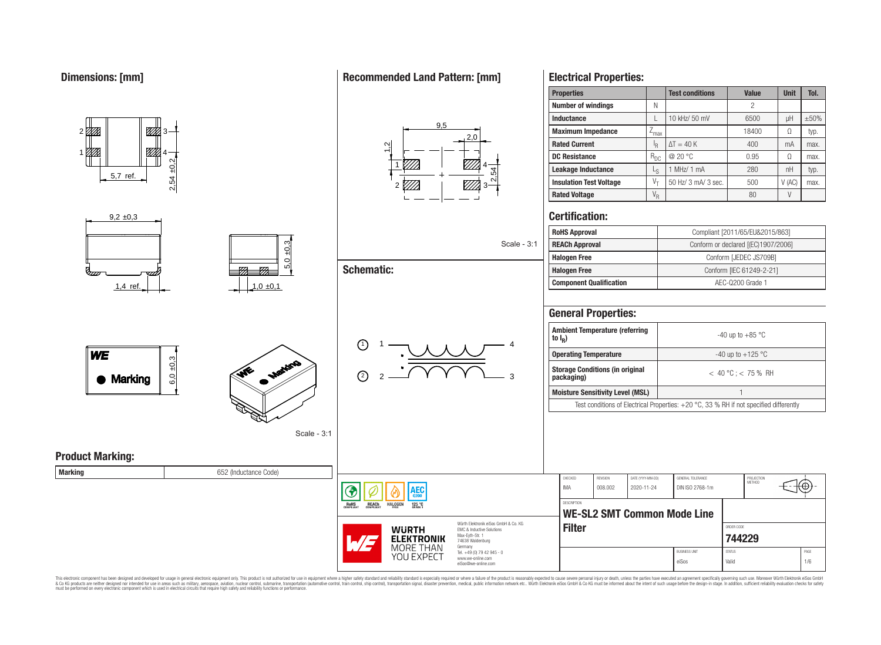## Dimensions: [mm]

5,7 ref.

2,54 ±0,2

9,2 ±0,3

1,4 ref.

5,0 ±0,3

1,0 ±0,1

6,0 ±0,3

Marking

Scale - 3:1

## Recommended Land Pattern: [mm]

9,5

2,0

1,2

2,54

Scale - 3:1

## Schematic:

## Electrical Properties:

| Properties | | Test conditions | Value | Unit | Tol. |
|---|---|---|---|---|---|
| Number of windings | N | | 2 | | |
| Inductance | L | 10 kHz/ 50 mV | 6500 | µH | ±50% |
| Maximum Impedance | $Z_{max}$ | | 18400 | Ω | typ. |
| Rated Current | $I_R$ | $\Delta T = 40$ K | 400 | mA | max. |
| DC Resistance | $R_{DC}$ | @ 20 °C | 0.95 | Ω | max. |
| Leakage Inductance | $L_S$ | 1 MHz/ 1 mA | 280 | nH | typ. |
| Insulation Test Voltage | $V_T$ | 50 Hz/ 3 mA/ 3 sec. | 500 | V (AC) | max. |
| Rated Voltage | $V_R$ | | 80 | V | |

## Certification:

| | |
|---|---|
| RoHS Approval | Compliant [2011/65/EU&2015/863] |
| REACh Approval | Conform or declared [(EC)1907/2006] |
| Halogen Free | Conform [JEDEC JS709B] |
| Halogen Free | Conform [IEC 61249-2-21] |
| Component Qualification | AEC-Q200 Grade 1 |

## General Properties:

| | |
|---|---|
| Ambient Temperature (referring to $I_R$) | -40 up to +85 °C |
| Operating Temperature | -40 up to +125 °C |
| Storage Conditions (in original packaging) | < 40 °C ; < 75 % RH |
| Moisture Sensitivity Level (MSL) | 1 |

Test conditions of Electrical Properties: +20 °C, 33 % RH if not specified differently

## Product Marking:

| Marking | 652 (Inductance Code) |
|---|---|

| CHECKED | REVISION | DATE (YYYY-MM-DD) | GENERAL TOLERANCE | PROJECTION METHOD |
|---|---|---|---|---|
| IMA | 008.002 | 2020-11-24 | DIN ISO 2768-1m | |

DESCRIPTION
**WE-SL2 SMT Common Mode Line Filter**

ORDER CODE: **744229**

BUSINESS UNIT: eiSos | STATUS: Valid | PAGE: 1/6

Würth Elektronik eiSos GmbH & Co. KG
EMC & Inductive Solutions
Max-Eyth-Str. 1
74638 Waldenburg
Germany
Tel. +49 (0) 79 42 945 - 0
www.we-online.com
eiSos@we-online.com

This electronic component has been designed and developed for usage in general electronic equipment only. This product is not authorized for use in equipment where a higher safety standard and reliability standard is especially required or where a failure of the product is reasonably expected to cause severe personal injury or death, unless the parties have executed an agreement specifically governing such use. Moreover Würth Elektronik eiSos GmbH & Co KG products are neither designed nor intended for use in areas such as military, aerospace, aviation, nuclear control, submarine, transportation (automotive control, train control, ship control), transportation signal, disaster prevention, medical, public information network etc.. Würth Elektronik eiSos GmbH & Co KG must be informed about the intent of such usage before the design-in stage. In addition, sufficient reliability evaluation checks for safety must be performed on every electronic component which is used in electrical circuits that require high safety and reliability functions or performance.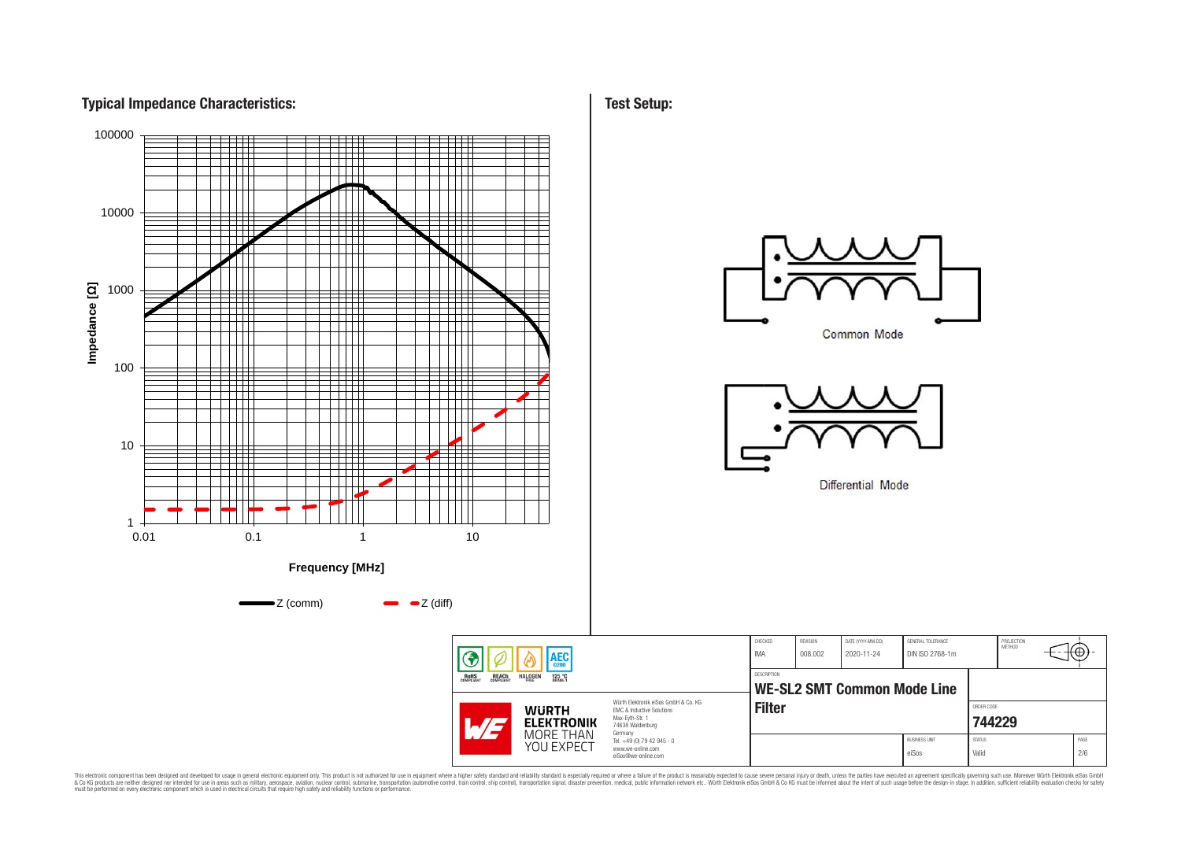## Typical Impedance Characteristics:

Impedance [Ω]

100000
10000
1000
100
10
1

0.01 0.1 1 10

Frequency [MHz]

Z (comm) Z (diff)

## Test Setup:

Common Mode

Differential Mode

| CHECKED | REVISION | DATE (YYYY-MM-DD) | GENERAL TOLERANCE | PROJECTION METHOD |
|---|---|---|---|---|
| IMA | 008.002 | 2020-11-24 | DIN ISO 2768-1m | |

RoHS COMPLIANT · REACh COMPLIANT · HALOGEN FREE · AEC Q200 · 125 °C GRADE 1

DESCRIPTION
**WE-SL2 SMT Common Mode Line Filter**

ORDER CODE
**744229**

Würth Elektronik eiSos GmbH & Co. KG
EMC & Inductive Solutions
Max-Eyth-Str. 1
74638 Waldenburg
Germany
Tel. +49 (0) 79 42 945 - 0
www.we-online.com
eiSos@we-online.com

WÜRTH ELEKTRONIK MORE THAN YOU EXPECT

| BUSINESS UNIT | STATUS | PAGE |
|---|---|---|
| eiSos | Valid | 2/6 |

This electronic component has been designed and developed for usage in general electronic equipment only. This product is not authorized for use in equipment where a higher safety standard and reliability standard is especially required or where a failure of the product is reasonably expected to cause severe personal injury or death, unless the parties have executed an agreement specifically governing such use. Moreover Würth Elektronik eiSos GmbH & Co KG products are neither designed nor intended for use in areas such as military, aerospace, aviation, nuclear control, submarine, transportation (automotive control, train control, ship control), transportation signal, disaster prevention, medical, public information network etc.. Würth Elektronik eiSos GmbH & Co KG must be informed about the intent of such usage before the design-in stage. In addition, sufficient reliability evaluation checks for safety must be performed on every electronic component which is used in electrical circuits that require high safety and reliability functions or performance.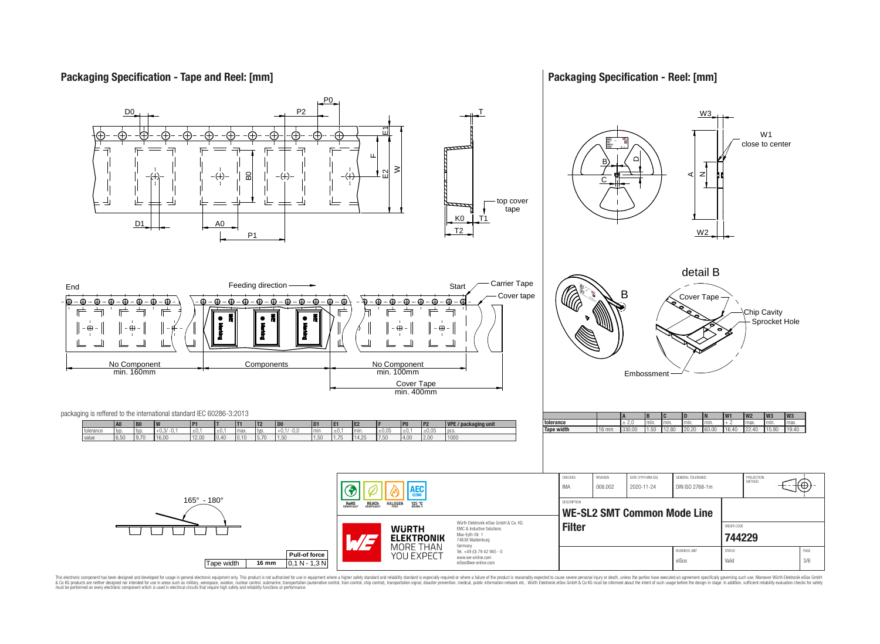## Packaging Specification - Tape and Reel: [mm]

End — Feeding direction — Start — Carrier Tape — Cover tape

No Component min. 160mm — Components — No Component min. 100mm — Cover Tape min. 400mm

top cover tape

packaging is reffered to the international standard IEC 60286-3:2013

| | A0 | B0 | W | P1 | T | T1 | T2 | D0 | D1 | E1 | E2 | F | P0 | P2 | VPE / packaging unit |
|---|---|---|---|---|---|---|---|---|---|---|---|---|---|---|---|
| tolerance | typ. | typ. | +0,3/ -0,1 | ±0,1 | ±0,1 | max. | typ. | +0,1/ -0,0 | min | ±0,1 | min. | ±0,05 | ±0,1 | ±0,05 | pcs. |
| value | 6,50 | 9,70 | 16,00 | 12,00 | 0,40 | 0,10 | 5,70 | 1,50 | 1,50 | 1,75 | 14,25 | 7,50 | 4,00 | 2,00 | 1000 |

165° - 180°

| Tape width | | Pull-of force |
|---|---|---|
| Tape width | 16 mm | 0,1 N - 1,3 N |

## Packaging Specification - Reel: [mm]

W1 close to center

detail B

Cover Tape — Chip Cavity — Sprocket Hole — Embossment

| | | A | B | C | D | N | W1 | W2 | W3 | W3 |
|---|---|---|---|---|---|---|---|---|---|---|
| tolerance | | ± 2,0 | min. | min. | min. | min. | + 2 | max. | min. | max. |
| Tape width | 16 mm | 330.00 | 1.50 | 12.80 | 20.20 | 60.00 | 16.40 | 22.40 | 15.90 | 19.40 |

RoHS COMPLIANT · REACh COMPLIANT · HALOGEN FREE · AEC Q200 125 °C GRADE 1

Würth Elektronik eiSos GmbH & Co. KG
EMC & Inductive Solutions
Max-Eyth-Str. 1
74638 Waldenburg
Germany
Tel. +49 (0) 79 42 945 - 0
www.we-online.com
eiSos@we-online.com

| CHECKED | REVISION | DATE (YYYY-MM-DD) | GENERAL TOLERANCE | PROJECTION METHOD |
|---|---|---|---|---|
| IMA | 008.002 | 2020-11-24 | DIN ISO 2768-1m | |

DESCRIPTION: **WE-SL2 SMT Common Mode Line Filter**

ORDER CODE: **744229**

BUSINESS UNIT: eiSos — STATUS: Valid — PAGE: 3/6

This electronic component has been designed and developed for usage in general electronic equipment only. This product is not authorized for use in equipment where a higher safety standard and reliability standard is especially required or where a failure of the product is reasonably expected to cause severe personal injury or death, unless the parties have executed an agreement specifically governing such use. Moreover Würth Elektronik eiSos GmbH & Co KG products are neither designed nor intended for use in areas such as military, aerospace, aviation, nuclear control, submarine, transportation (automotive control, train control, ship control), transportation signal, disaster prevention, medical, public information network etc.. Würth Elektronik eiSos GmbH & Co KG must be informed about the intent of such usage before the design-in stage. In addition, sufficient reliability evaluation checks for safety must be performed on every electronic component which is used in electrical circuits that require high safety and reliability functions or performance.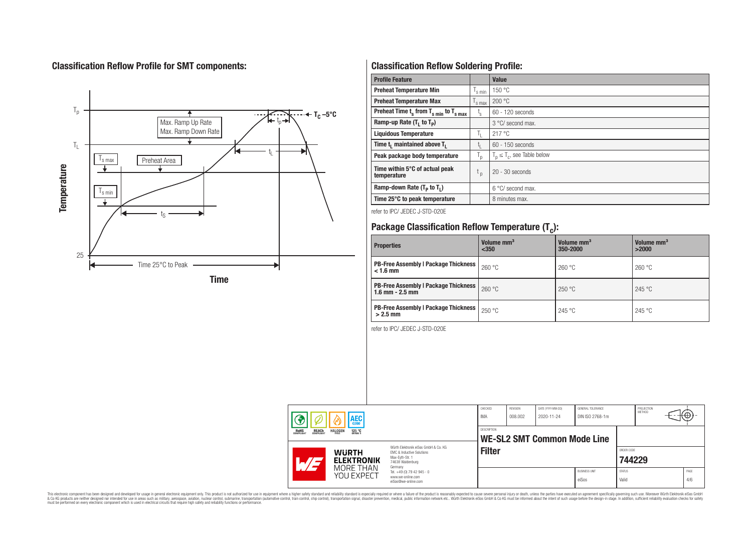## Classification Reflow Profile for SMT components:

## Classification Reflow Soldering Profile:

| Profile Feature | | Value |
|---|---|---|
| Preheat Temperature Min | $T_{s\ min}$ | 150 °C |
| Preheat Temperature Max | $T_{s\ max}$ | 200 °C |
| Preheat Time $t_s$ from $T_{s\ min}$ to $T_{s\ max}$ | $t_s$ | 60 - 120 seconds |
| Ramp-up Rate ($T_L$ to $T_P$) | | 3 °C/ second max. |
| Liquidous Temperature | $T_L$ | 217 °C |
| Time $t_L$ maintained above $T_L$ | $t_L$ | 60 - 150 seconds |
| Peak package body temperature | $T_p$ | $T_p \leq T_c$, see Table below |
| Time within 5°C of actual peak temperature | $t_p$ | 20 - 30 seconds |
| Ramp-down Rate ($T_P$ to $T_L$) | | 6 °C/ second max. |
| Time 25°C to peak temperature | | 8 minutes max. |

refer to IPC/ JEDEC J-STD-020E

## Package Classification Reflow Temperature ($T_c$):

| Properties | Volume mm³ <350 | Volume mm³ 350-2000 | Volume mm³ >2000 |
|---|---|---|---|
| PB-Free Assembly \| Package Thickness < 1.6 mm | 260 °C | 260 °C | 260 °C |
| PB-Free Assembly \| Package Thickness 1.6 mm - 2.5 mm | 260 °C | 250 °C | 245 °C |
| PB-Free Assembly \| Package Thickness > 2.5 mm | 250 °C | 245 °C | 245 °C |

refer to IPC/ JEDEC J-STD-020E

| CHECKED | REVISION | DATE (YYYY-MM-DD) | GENERAL TOLERANCE | PROJECTION METHOD |
|---|---|---|---|---|
| IMA | 008.002 | 2020-11-24 | DIN ISO 2768-1m | |

DESCRIPTION: **WE-SL2 SMT Common Mode Line Filter**

ORDER CODE: **744229**

BUSINESS UNIT: eiSos | STATUS: Valid | PAGE: 4/6

Würth Elektronik eiSos GmbH & Co. KG
EMC & Inductive Solutions
Max-Eyth-Str. 1
74638 Waldenburg
Germany
Tel. +49 (0) 79 42 945 - 0
www.we-online.com
eiSos@we-online.com

This electronic component has been designed and developed for usage in general electronic equipment only. This product is not authorized for use in equipment where a higher safety standard and reliability standard is especially required or where a failure of the product is reasonably expected to cause severe personal injury or death, unless the parties have executed an agreement specifically governing such use. Moreover Würth Elektronik eiSos GmbH & Co KG products are neither designed nor intended for use in areas such as military, aerospace, aviation, nuclear control, submarine, transportation (automotive control, train control, ship control), transportation signal, disaster prevention, medical, public information network etc.. Würth Elektronik eiSos GmbH & Co KG must be informed about the intent of such usage before the design-in stage. In addition, sufficient reliability evaluation checks for safety must be performed on every electronic component which is used in electrical circuits that require high safety and reliability functions or performance.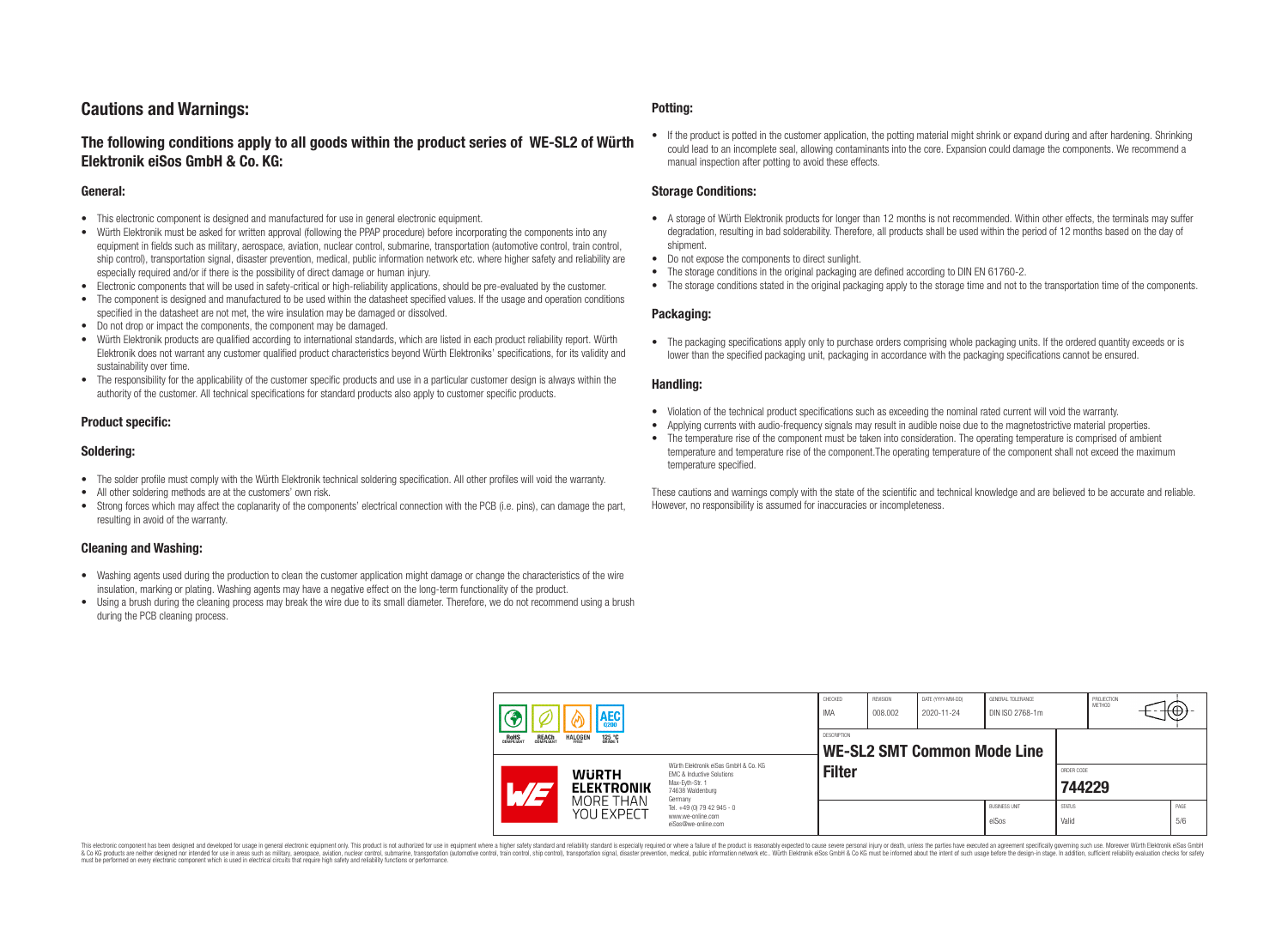# Cautions and Warnings:

## The following conditions apply to all goods within the product series of WE-SL2 of Würth Elektronik eiSos GmbH & Co. KG:

### General:

- This electronic component is designed and manufactured for use in general electronic equipment.
- Würth Elektronik must be asked for written approval (following the PPAP procedure) before incorporating the components into any equipment in fields such as military, aerospace, aviation, nuclear control, submarine, transportation (automotive control, train control, ship control), transportation signal, disaster prevention, medical, public information network etc. where higher safety and reliability are especially required and/or if there is the possibility of direct damage or human injury.
- Electronic components that will be used in safety-critical or high-reliability applications, should be pre-evaluated by the customer.
- The component is designed and manufactured to be used within the datasheet specified values. If the usage and operation conditions specified in the datasheet are not met, the wire insulation may be damaged or dissolved.
- Do not drop or impact the components, the component may be damaged.
- Würth Elektronik products are qualified according to international standards, which are listed in each product reliability report. Würth Elektronik does not warrant any customer qualified product characteristics beyond Würth Elektroniks' specifications, for its validity and sustainability over time.
- The responsibility for the applicability of the customer specific products and use in a particular customer design is always within the authority of the customer. All technical specifications for standard products also apply to customer specific products.

### Product specific:

### Soldering:

- The solder profile must comply with the Würth Elektronik technical soldering specification. All other profiles will void the warranty.
- All other soldering methods are at the customers' own risk.
- Strong forces which may affect the coplanarity of the components' electrical connection with the PCB (i.e. pins), can damage the part, resulting in avoid of the warranty.

### Cleaning and Washing:

- Washing agents used during the production to clean the customer application might damage or change the characteristics of the wire insulation, marking or plating. Washing agents may have a negative effect on the long-term functionality of the product.
- Using a brush during the cleaning process may break the wire due to its small diameter. Therefore, we do not recommend using a brush during the PCB cleaning process.

### Potting:

- If the product is potted in the customer application, the potting material might shrink or expand during and after hardening. Shrinking could lead to an incomplete seal, allowing contaminants into the core. Expansion could damage the components. We recommend a manual inspection after potting to avoid these effects.

### Storage Conditions:

- A storage of Würth Elektronik products for longer than 12 months is not recommended. Within other effects, the terminals may suffer degradation, resulting in bad solderability. Therefore, all products shall be used within the period of 12 months based on the day of shipment.
- Do not expose the components to direct sunlight.
- The storage conditions in the original packaging are defined according to DIN EN 61760-2.
- The storage conditions stated in the original packaging apply to the storage time and not to the transportation time of the components.

### Packaging:

- The packaging specifications apply only to purchase orders comprising whole packaging units. If the ordered quantity exceeds or is lower than the specified packaging unit, packaging in accordance with the packaging specifications cannot be ensured.

### Handling:

- Violation of the technical product specifications such as exceeding the nominal rated current will void the warranty.
- Applying currents with audio-frequency signals may result in audible noise due to the magnetostrictive material properties.
- The temperature rise of the component must be taken into consideration. The operating temperature is comprised of ambient temperature and temperature rise of the component.The operating temperature of the component shall not exceed the maximum temperature specified.

These cautions and warnings comply with the state of the scientific and technical knowledge and are believed to be accurate and reliable. However, no responsibility is assumed for inaccuracies or incompleteness.

| CHECKED | REVISION | DATE (YYYY-MM-DD) | GENERAL TOLERANCE | PROJECTION METHOD |
|---|---|---|---|---|
| IMA | 008.002 | 2020-11-24 | DIN ISO 2768-1m | |

DESCRIPTION: **WE-SL2 SMT Common Mode Line Filter**

ORDER CODE: **744229**

| BUSINESS UNIT | STATUS | PAGE |
|---|---|---|
| eiSos | Valid | 5/6 |

Würth Elektronik eiSos GmbH & Co. KG
EMC & Inductive Solutions
Max-Eyth-Str. 1
74638 Waldenburg
Germany
Tel. +49 (0) 79 42 945 - 0
www.we-online.com
eiSos@we-online.com

This electronic component has been designed and developed for usage in general electronic equipment only. This product is not authorized for use in equipment where a higher safety standard and reliability standard is especially required or where a failure of the product is reasonably expected to cause severe personal injury or death, unless the parties have executed an agreement specifically governing such use. Moreover Würth Elektronik eiSos GmbH & Co KG products are neither designed nor intended for use in areas such as military, aerospace, aviation, nuclear control, submarine, transportation (automotive control, train control, ship control), transportation signal, disaster prevention, medical, public information network etc.. Würth Elektronik eiSos GmbH & Co KG must be informed about the intent of such usage before the design-in stage. In addition, sufficient reliability evaluation checks for safety must be performed on every electronic component which is used in electrical circuits that require high safety and reliability functions or performance.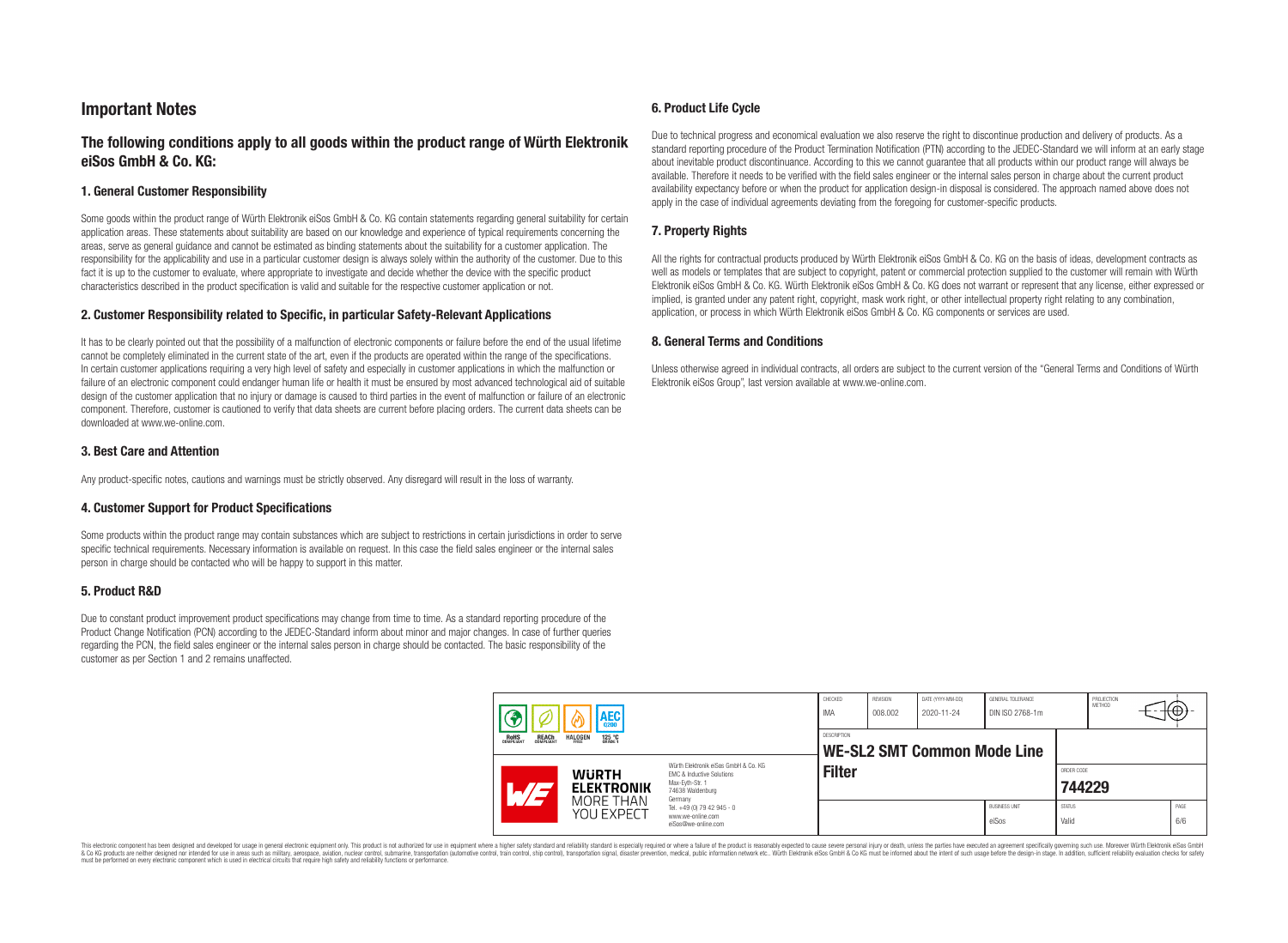# Important Notes

## The following conditions apply to all goods within the product range of Würth Elektronik eiSos GmbH & Co. KG:

### 1. General Customer Responsibility

Some goods within the product range of Würth Elektronik eiSos GmbH & Co. KG contain statements regarding general suitability for certain application areas. These statements about suitability are based on our knowledge and experience of typical requirements concerning the areas, serve as general guidance and cannot be estimated as binding statements about the suitability for a customer application. The responsibility for the applicability and use in a particular customer design is always solely within the authority of the customer. Due to this fact it is up to the customer to evaluate, where appropriate to investigate and decide whether the device with the specific product characteristics described in the product specification is valid and suitable for the respective customer application or not.

### 2. Customer Responsibility related to Specific, in particular Safety-Relevant Applications

It has to be clearly pointed out that the possibility of a malfunction of electronic components or failure before the end of the usual lifetime cannot be completely eliminated in the current state of the art, even if the products are operated within the range of the specifications. In certain customer applications requiring a very high level of safety and especially in customer applications in which the malfunction or failure of an electronic component could endanger human life or health it must be ensured by most advanced technological aid of suitable design of the customer application that no injury or damage is caused to third parties in the event of malfunction or failure of an electronic component. Therefore, customer is cautioned to verify that data sheets are current before placing orders. The current data sheets can be downloaded at www.we-online.com.

### 3. Best Care and Attention

Any product-specific notes, cautions and warnings must be strictly observed. Any disregard will result in the loss of warranty.

### 4. Customer Support for Product Specifications

Some products within the product range may contain substances which are subject to restrictions in certain jurisdictions in order to serve specific technical requirements. Necessary information is available on request. In this case the field sales engineer or the internal sales person in charge should be contacted who will be happy to support in this matter.

### 5. Product R&D

Due to constant product improvement product specifications may change from time to time. As a standard reporting procedure of the Product Change Notification (PCN) according to the JEDEC-Standard inform about minor and major changes. In case of further queries regarding the PCN, the field sales engineer or the internal sales person in charge should be contacted. The basic responsibility of the customer as per Section 1 and 2 remains unaffected.

### 6. Product Life Cycle

Due to technical progress and economical evaluation we also reserve the right to discontinue production and delivery of products. As a standard reporting procedure of the Product Termination Notification (PTN) according to the JEDEC-Standard we will inform at an early stage about inevitable product discontinuance. According to this we cannot guarantee that all products within our product range will always be available. Therefore it needs to be verified with the field sales engineer or the internal sales person in charge about the current product availability expectancy before or when the product for application design-in disposal is considered. The approach named above does not apply in the case of individual agreements deviating from the foregoing for customer-specific products.

### 7. Property Rights

All the rights for contractual products produced by Würth Elektronik eiSos GmbH & Co. KG on the basis of ideas, development contracts as well as models or templates that are subject to copyright, patent or commercial protection supplied to the customer will remain with Würth Elektronik eiSos GmbH & Co. KG. Würth Elektronik eiSos GmbH & Co. KG does not warrant or represent that any license, either expressed or implied, is granted under any patent right, copyright, mask work right, or other intellectual property right relating to any combination, application, or process in which Würth Elektronik eiSos GmbH & Co. KG components or services are used.

### 8. General Terms and Conditions

Unless otherwise agreed in individual contracts, all orders are subject to the current version of the "General Terms and Conditions of Würth Elektronik eiSos Group", last version available at www.we-online.com.

| | | | | | | |
|---|---|---|---|---|---|---|
| CHECKED IMA | REVISION 008.002 | DATE (YYYY-MM-DD) 2020-11-24 | GENERAL TOLERANCE DIN ISO 2768-1m | | PROJECTION METHOD | |
| DESCRIPTION **WE-SL2 SMT Common Mode Line Filter** | | | | ORDER CODE **744229** | | |
| | | | BUSINESS UNIT eiSos | STATUS Valid | | PAGE 6/6 |

RoHS COMPLIANT · REACh COMPLIANT · HALOGEN FREE · AEC Q200 · 125 °C GRADE 1

WÜRTH ELEKTRONIK MORE THAN YOU EXPECT

Würth Elektronik eiSos GmbH & Co. KG
EMC & Inductive Solutions
Max-Eyth-Str. 1
74638 Waldenburg
Germany
Tel. +49 (0) 79 42 945 - 0
www.we-online.com
eiSos@we-online.com

This electronic component has been designed and developed for usage in general electronic equipment only. This product is not authorized for use in equipment where a higher safety standard and reliability standard is especially required or where a failure of the product is reasonably expected to cause severe personal injury or death, unless the parties have executed an agreement specifically governing such use. Moreover Würth Elektronik eiSos GmbH & Co KG products are neither designed nor intended for use in areas such as military, aerospace, aviation, nuclear control, submarine, transportation (automotive control, train control, ship control), transportation signal, disaster prevention, medical, public information network etc.. Würth Elektronik eiSos GmbH & Co KG must be informed about the intent of such usage before the design-in stage. In addition, sufficient reliability evaluation checks for safety must be performed on every electronic component which is used in electrical circuits that require high safety and reliability functions or performance.